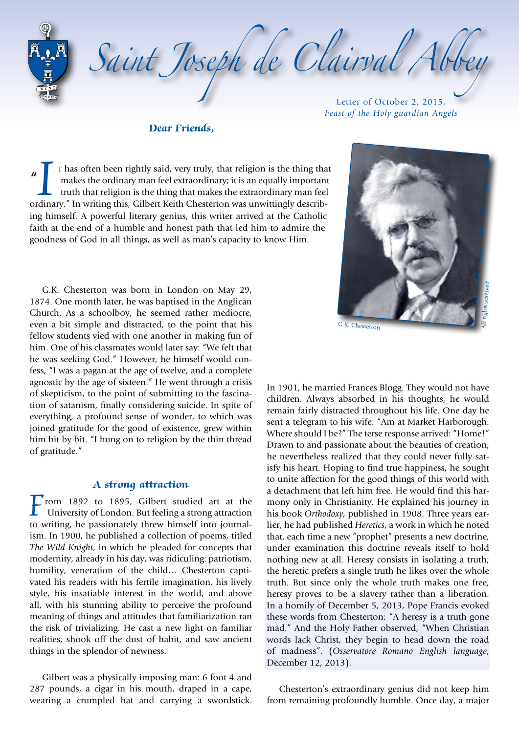# Saint Joseph de Clairval Abbey

Letter of October 2, 2015,
*Feast of the Holy guardian Angels*

***Dear Friends,***

"It has often been rightly said, very truly, that religion is the thing that makes the ordinary man feel extraordinary; it is an equally important truth that religion is the thing that makes the extraordinary man feel ordinary." In writing this, Gilbert Keith Chesterton was unwittingly describing himself. A powerful literary genius, this writer arrived at the Catholic faith at the end of a humble and honest path that led him to admire the goodness of God in all things, as well as man's capacity to know Him.

G.K. Chesterton

G.K. Chesterton was born in London on May 29, 1874. One month later, he was baptised in the Anglican Church. As a schoolboy, he seemed rather mediocre, even a bit simple and distracted, to the point that his fellow students vied with one another in making fun of him. One of his classmates would later say: "We felt that he was seeking God." However, he himself would confess, "I was a pagan at the age of twelve, and a complete agnostic by the age of sixteen." He went through a crisis of skepticism, to the point of submitting to the fascination of satanism, finally considering suicide. In spite of everything, a profound sense of wonder, to which was joined gratitude for the good of existence, grew within him bit by bit. "I hung on to religion by the thin thread of gratitude."

### *A strong attraction*

From 1892 to 1895, Gilbert studied art at the University of London. But feeling a strong attraction to writing, he passionately threw himself into journalism. In 1900, he published a collection of poems, titled *The Wild Knight*, in which he pleaded for concepts that modernity, already in his day, was ridiculing: patriotism, humility, veneration of the child… Chesterton captivated his readers with his fertile imagination, his lively style, his insatiable interest in the world, and above all, with his stunning ability to perceive the profound meaning of things and attitudes that familiarization ran the risk of trivializing. He cast a new light on familiar realities, shook off the dust of habit, and saw ancient things in the splendor of newness.

Gilbert was a physically imposing man: 6 foot 4 and 287 pounds, a cigar in his mouth, draped in a cape, wearing a crumpled hat and carrying a swordstick. In 1901, he married Frances Blogg. They would not have children. Always absorbed in his thoughts, he would remain fairly distracted throughout his life. One day he sent a telegram to his wife: "Am at Market Harborough. Where should I be?" The terse response arrived: "Home!" Drawn to and passionate about the beauties of creation, he nevertheless realized that they could never fully satisfy his heart. Hoping to find true happiness, he sought to unite affection for the good things of this world with a detachment that left him free. He would find this harmony only in Christianity. He explained his journey in his book *Orthodoxy*, published in 1908. Three years earlier, he had published *Heretics*, a work in which he noted that, each time a new "prophet" presents a new doctrine, under examination this doctrine reveals itself to hold nothing new at all. Heresy consists in isolating a truth; the heretic prefers a single truth he likes over the whole truth. But since only the whole truth makes one free, heresy proves to be a slavery rather than a liberation. In a homily of December 5, 2013, Pope Francis evoked these words from Chesterton: "A heresy is a truth gone mad." And the Holy Father observed, "When Christian words lack Christ, they begin to head down the road of madness". (*Osservatore Romano English language*, December 12, 2013).

Chesterton's extraordinary genius did not keep him from remaining profoundly humble. Once day, a major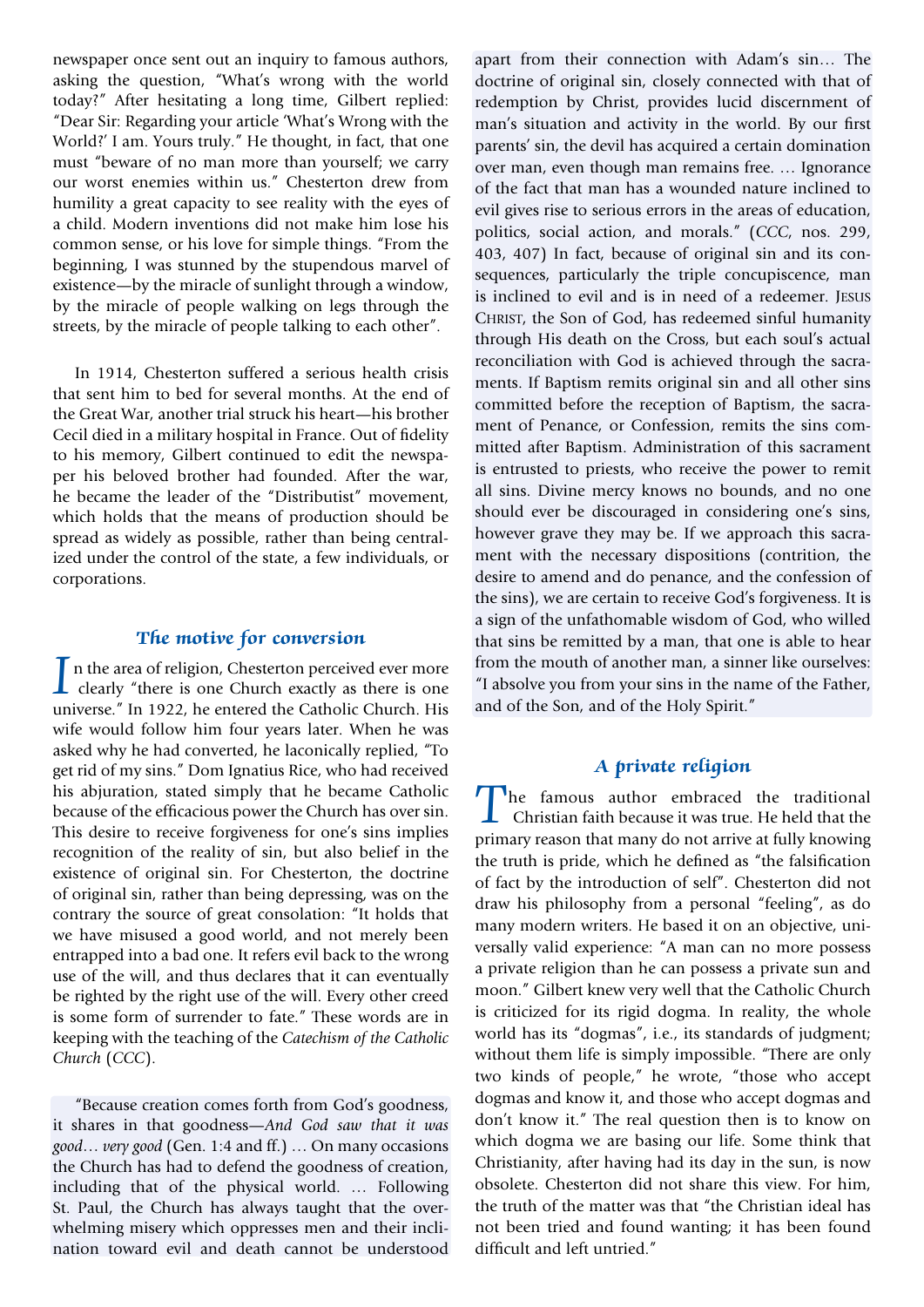newspaper once sent out an inquiry to famous authors, asking the question, "What's wrong with the world today?" After hesitating a long time, Gilbert replied: "Dear Sir: Regarding your article 'What's Wrong with the World?' I am. Yours truly." He thought, in fact, that one must "beware of no man more than yourself; we carry our worst enemies within us." Chesterton drew from humility a great capacity to see reality with the eyes of a child. Modern inventions did not make him lose his common sense, or his love for simple things. "From the beginning, I was stunned by the stupendous marvel of existence—by the miracle of sunlight through a window, by the miracle of people walking on legs through the streets, by the miracle of people talking to each other".

In 1914, Chesterton suffered a serious health crisis that sent him to bed for several months. At the end of the Great War, another trial struck his heart—his brother Cecil died in a military hospital in France. Out of fidelity to his memory, Gilbert continued to edit the newspaper his beloved brother had founded. After the war, he became the leader of the "Distributist" movement, which holds that the means of production should be spread as widely as possible, rather than being centralized under the control of the state, a few individuals, or corporations.

## The motive for conversion

In the area of religion, Chesterton perceived ever more clearly "there is one Church exactly as there is one universe." In 1922, he entered the Catholic Church. His wife would follow him four years later. When he was asked why he had converted, he laconically replied, "To get rid of my sins." Dom Ignatius Rice, who had received his abjuration, stated simply that he became Catholic because of the efficacious power the Church has over sin. This desire to receive forgiveness for one's sins implies recognition of the reality of sin, but also belief in the existence of original sin. For Chesterton, the doctrine of original sin, rather than being depressing, was on the contrary the source of great consolation: "It holds that we have misused a good world, and not merely been entrapped into a bad one. It refers evil back to the wrong use of the will, and thus declares that it can eventually be righted by the right use of the will. Every other creed is some form of surrender to fate." These words are in keeping with the teaching of the *Catechism of the Catholic Church* (*CCC*).

"Because creation comes forth from God's goodness, it shares in that goodness—*And God saw that it was good… very good* (Gen. 1:4 and ff.) … On many occasions the Church has had to defend the goodness of creation, including that of the physical world. … Following St. Paul, the Church has always taught that the overwhelming misery which oppresses men and their inclination toward evil and death cannot be understood apart from their connection with Adam's sin… The doctrine of original sin, closely connected with that of redemption by Christ, provides lucid discernment of man's situation and activity in the world. By our first parents' sin, the devil has acquired a certain domination over man, even though man remains free. … Ignorance of the fact that man has a wounded nature inclined to evil gives rise to serious errors in the areas of education, politics, social action, and morals." (*CCC*, nos. 299, 403, 407) In fact, because of original sin and its consequences, particularly the triple concupiscence, man is inclined to evil and is in need of a redeemer. Jesus Christ, the Son of God, has redeemed sinful humanity through His death on the Cross, but each soul's actual reconciliation with God is achieved through the sacraments. If Baptism remits original sin and all other sins committed before the reception of Baptism, the sacrament of Penance, or Confession, remits the sins committed after Baptism. Administration of this sacrament is entrusted to priests, who receive the power to remit all sins. Divine mercy knows no bounds, and no one should ever be discouraged in considering one's sins, however grave they may be. If we approach this sacrament with the necessary dispositions (contrition, the desire to amend and do penance, and the confession of the sins), we are certain to receive God's forgiveness. It is a sign of the unfathomable wisdom of God, who willed that sins be remitted by a man, that one is able to hear from the mouth of another man, a sinner like ourselves: "I absolve you from your sins in the name of the Father, and of the Son, and of the Holy Spirit."

## A private religion

The famous author embraced the traditional Christian faith because it was true. He held that the primary reason that many do not arrive at fully knowing the truth is pride, which he defined as "the falsification of fact by the introduction of self". Chesterton did not draw his philosophy from a personal "feeling", as do many modern writers. He based it on an objective, universally valid experience: "A man can no more possess a private religion than he can possess a private sun and moon." Gilbert knew very well that the Catholic Church is criticized for its rigid dogma. In reality, the whole world has its "dogmas", i.e., its standards of judgment; without them life is simply impossible. "There are only two kinds of people," he wrote, "those who accept dogmas and know it, and those who accept dogmas and don't know it." The real question then is to know on which dogma we are basing our life. Some think that Christianity, after having had its day in the sun, is now obsolete. Chesterton did not share this view. For him, the truth of the matter was that "the Christian ideal has not been tried and found wanting; it has been found difficult and left untried."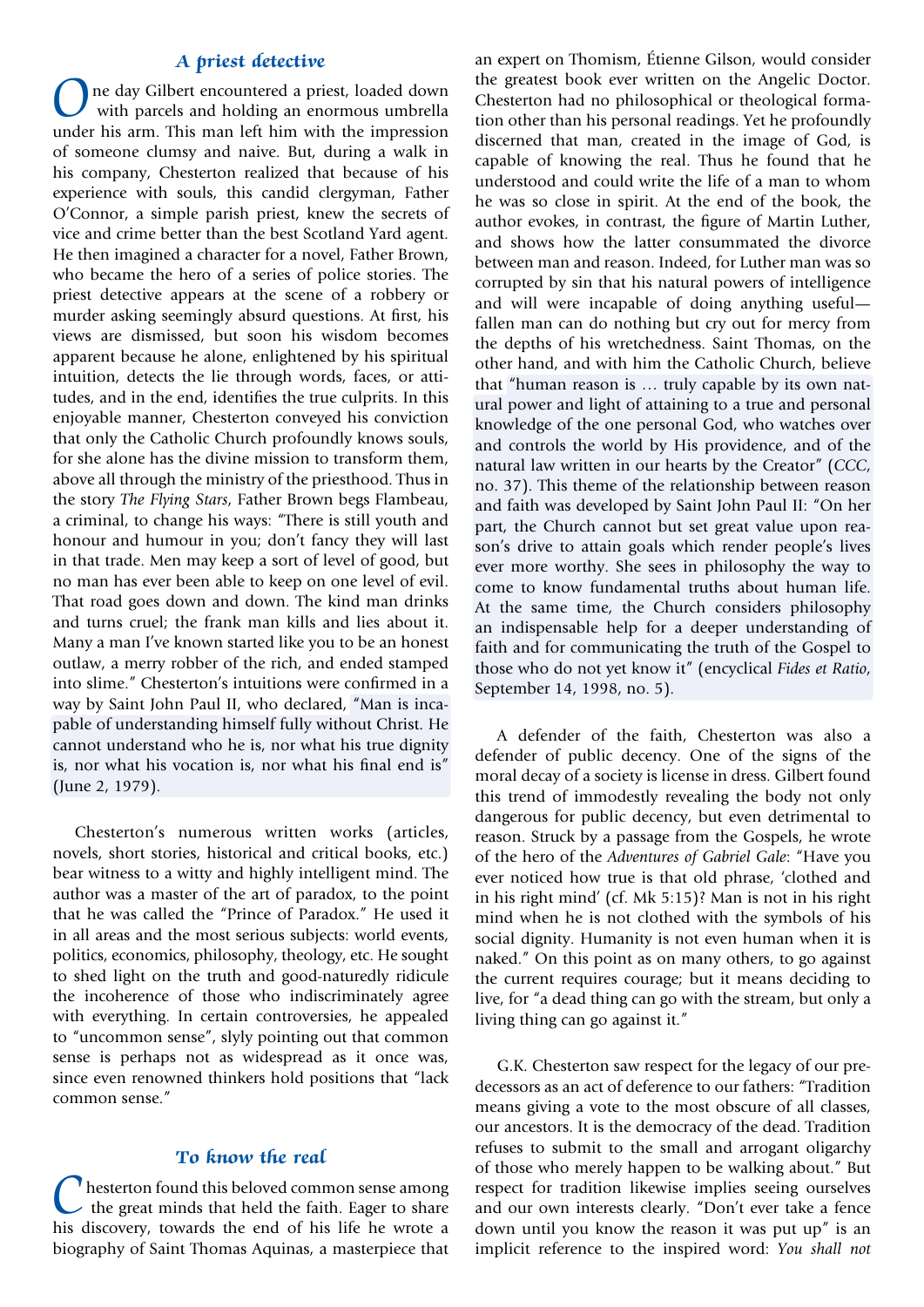## *A priest detective*

One day Gilbert encountered a priest, loaded down with parcels and holding an enormous umbrella under his arm. This man left him with the impression of someone clumsy and naive. But, during a walk in his company, Chesterton realized that because of his experience with souls, this candid clergyman, Father O'Connor, a simple parish priest, knew the secrets of vice and crime better than the best Scotland Yard agent. He then imagined a character for a novel, Father Brown, who became the hero of a series of police stories. The priest detective appears at the scene of a robbery or murder asking seemingly absurd questions. At first, his views are dismissed, but soon his wisdom becomes apparent because he alone, enlightened by his spiritual intuition, detects the lie through words, faces, or attitudes, and in the end, identifies the true culprits. In this enjoyable manner, Chesterton conveyed his conviction that only the Catholic Church profoundly knows souls, for she alone has the divine mission to transform them, above all through the ministry of the priesthood. Thus in the story *The Flying Stars*, Father Brown begs Flambeau, a criminal, to change his ways: "There is still youth and honour and humour in you; don't fancy they will last in that trade. Men may keep a sort of level of good, but no man has ever been able to keep on one level of evil. That road goes down and down. The kind man drinks and turns cruel; the frank man kills and lies about it. Many a man I've known started like you to be an honest outlaw, a merry robber of the rich, and ended stamped into slime." Chesterton's intuitions were confirmed in a way by Saint John Paul II, who declared, "Man is incapable of understanding himself fully without Christ. He cannot understand who he is, nor what his true dignity is, nor what his vocation is, nor what his final end is" (June 2, 1979).

Chesterton's numerous written works (articles, novels, short stories, historical and critical books, etc.) bear witness to a witty and highly intelligent mind. The author was a master of the art of paradox, to the point that he was called the "Prince of Paradox." He used it in all areas and the most serious subjects: world events, politics, economics, philosophy, theology, etc. He sought to shed light on the truth and good-naturedly ridicule the incoherence of those who indiscriminately agree with everything. In certain controversies, he appealed to "uncommon sense", slyly pointing out that common sense is perhaps not as widespread as it once was, since even renowned thinkers hold positions that "lack common sense."

## *To know the real*

Chesterton found this beloved common sense among the great minds that held the faith. Eager to share his discovery, towards the end of his life he wrote a biography of Saint Thomas Aquinas, a masterpiece that an expert on Thomism, Étienne Gilson, would consider the greatest book ever written on the Angelic Doctor. Chesterton had no philosophical or theological formation other than his personal readings. Yet he profoundly discerned that man, created in the image of God, is capable of knowing the real. Thus he found that he understood and could write the life of a man to whom he was so close in spirit. At the end of the book, the author evokes, in contrast, the figure of Martin Luther, and shows how the latter consummated the divorce between man and reason. Indeed, for Luther man was so corrupted by sin that his natural powers of intelligence and will were incapable of doing anything useful—fallen man can do nothing but cry out for mercy from the depths of his wretchedness. Saint Thomas, on the other hand, and with him the Catholic Church, believe that "human reason is … truly capable by its own natural power and light of attaining to a true and personal knowledge of the one personal God, who watches over and controls the world by His providence, and of the natural law written in our hearts by the Creator" (*CCC*, no. 37). This theme of the relationship between reason and faith was developed by Saint John Paul II: "On her part, the Church cannot but set great value upon reason's drive to attain goals which render people's lives ever more worthy. She sees in philosophy the way to come to know fundamental truths about human life. At the same time, the Church considers philosophy an indispensable help for a deeper understanding of faith and for communicating the truth of the Gospel to those who do not yet know it" (encyclical *Fides et Ratio*, September 14, 1998, no. 5).

A defender of the faith, Chesterton was also a defender of public decency. One of the signs of the moral decay of a society is license in dress. Gilbert found this trend of immodestly revealing the body not only dangerous for public decency, but even detrimental to reason. Struck by a passage from the Gospels, he wrote of the hero of the *Adventures of Gabriel Gale*: "Have you ever noticed how true is that old phrase, 'clothed and in his right mind' (cf. Mk 5:15)? Man is not in his right mind when he is not clothed with the symbols of his social dignity. Humanity is not even human when it is naked." On this point as on many others, to go against the current requires courage; but it means deciding to live, for "a dead thing can go with the stream, but only a living thing can go against it."

G.K. Chesterton saw respect for the legacy of our predecessors as an act of deference to our fathers: "Tradition means giving a vote to the most obscure of all classes, our ancestors. It is the democracy of the dead. Tradition refuses to submit to the small and arrogant oligarchy of those who merely happen to be walking about." But respect for tradition likewise implies seeing ourselves and our own interests clearly. "Don't ever take a fence down until you know the reason it was put up" is an implicit reference to the inspired word: *You shall not*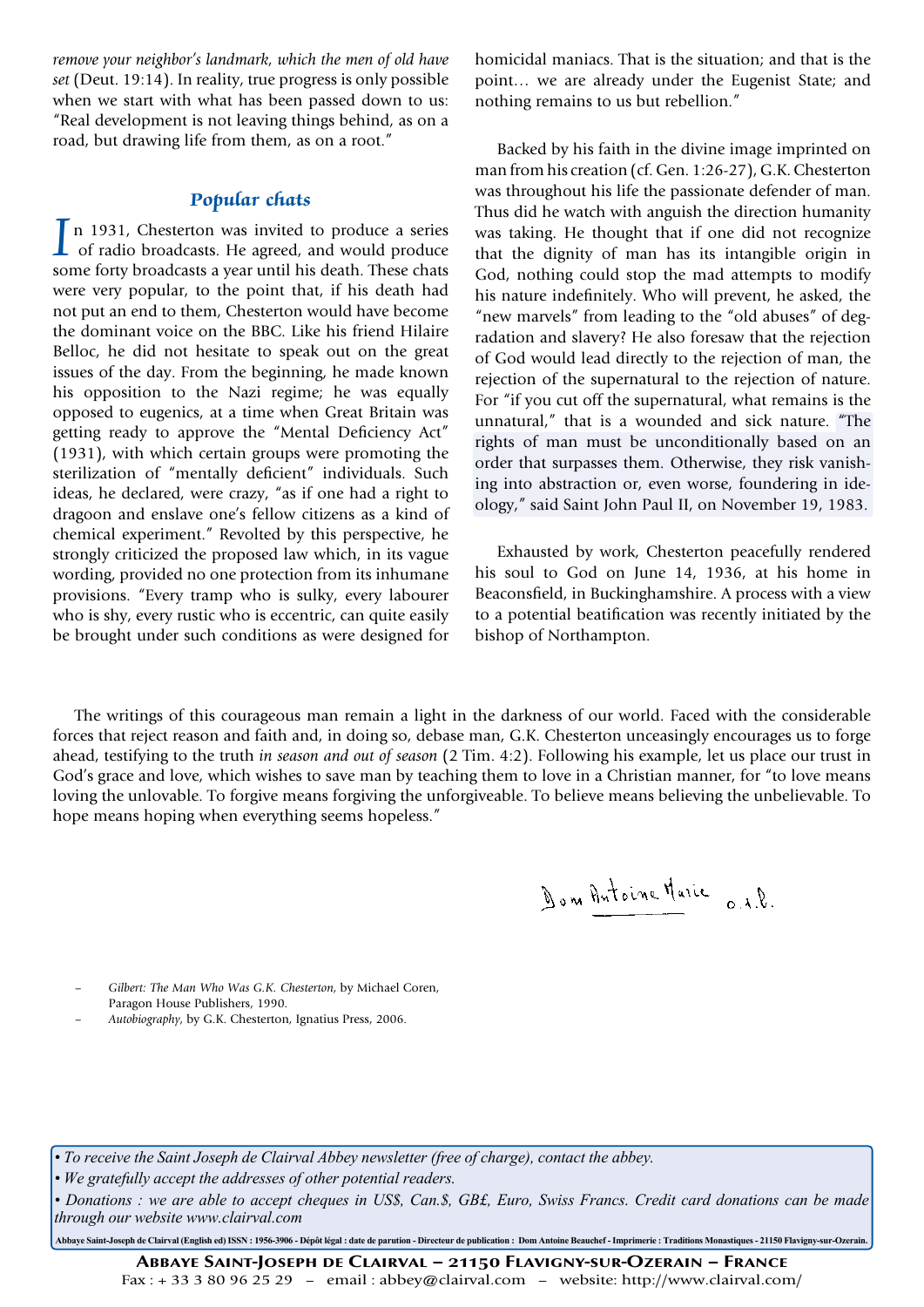*remove your neighbor's landmark, which the men of old have set* (Deut. 19:14). In reality, true progress is only possible when we start with what has been passed down to us: "Real development is not leaving things behind, as on a road, but drawing life from them, as on a root."

## Popular chats

In 1931, Chesterton was invited to produce a series of radio broadcasts. He agreed, and would produce some forty broadcasts a year until his death. These chats were very popular, to the point that, if his death had not put an end to them, Chesterton would have become the dominant voice on the BBC. Like his friend Hilaire Belloc, he did not hesitate to speak out on the great issues of the day. From the beginning, he made known his opposition to the Nazi regime; he was equally opposed to eugenics, at a time when Great Britain was getting ready to approve the "Mental Deficiency Act" (1931), with which certain groups were promoting the sterilization of "mentally deficient" individuals. Such ideas, he declared, were crazy, "as if one had a right to dragoon and enslave one's fellow citizens as a kind of chemical experiment." Revolted by this perspective, he strongly criticized the proposed law which, in its vague wording, provided no one protection from its inhumane provisions. "Every tramp who is sulky, every labourer who is shy, every rustic who is eccentric, can quite easily be brought under such conditions as were designed for homicidal maniacs. That is the situation; and that is the point… we are already under the Eugenist State; and nothing remains to us but rebellion."

Backed by his faith in the divine image imprinted on man from his creation (cf. Gen. 1:26-27), G.K. Chesterton was throughout his life the passionate defender of man. Thus did he watch with anguish the direction humanity was taking. He thought that if one did not recognize that the dignity of man has its intangible origin in God, nothing could stop the mad attempts to modify his nature indefinitely. Who will prevent, he asked, the "new marvels" from leading to the "old abuses" of degradation and slavery? He also foresaw that the rejection of God would lead directly to the rejection of man, the rejection of the supernatural to the rejection of nature. For "if you cut off the supernatural, what remains is the unnatural," that is a wounded and sick nature. "The rights of man must be unconditionally based on an order that surpasses them. Otherwise, they risk vanishing into abstraction or, even worse, foundering in ideology," said Saint John Paul II, on November 19, 1983.

Exhausted by work, Chesterton peacefully rendered his soul to God on June 14, 1936, at his home in Beaconsfield, in Buckinghamshire. A process with a view to a potential beatification was recently initiated by the bishop of Northampton.

The writings of this courageous man remain a light in the darkness of our world. Faced with the considerable forces that reject reason and faith and, in doing so, debase man, G.K. Chesterton unceasingly encourages us to forge ahead, testifying to the truth *in season and out of season* (2 Tim. 4:2). Following his example, let us place our trust in God's grace and love, which wishes to save man by teaching them to love in a Christian manner, for "to love means loving the unlovable. To forgive means forgiving the unforgiveable. To believe means believing the unbelievable. To hope means hoping when everything seems hopeless."

Dom Antoine Marie o.s.b.

- *Gilbert: The Man Who Was G.K. Chesterton*, by Michael Coren, Paragon House Publishers, 1990.
- *Autobiography*, by G.K. Chesterton, Ignatius Press, 2006.

• *To receive the Saint Joseph de Clairval Abbey newsletter (free of charge), contact the abbey.*
• *We gratefully accept the addresses of other potential readers.*
• *Donations : we are able to accept cheques in US$, Can.$, GB£, Euro, Swiss Francs. Credit card donations can be made through our website www.clairval.com*

**Abbaye Saint-Joseph de Clairval (English ed) ISSN : 1956-3906 - Dépôt légal : date de parution - Directeur de publication : Dom Antoine Beauchef - Imprimerie : Traditions Monastiques - 21150 Flavigny-sur-Ozerain.**

**Abbaye Saint-Joseph de Clairval – 21150 Flavigny-sur-Ozerain – France**
Fax : + 33 3 80 96 25 29 – email : abbey@clairval.com – website: http://www.clairval.com/